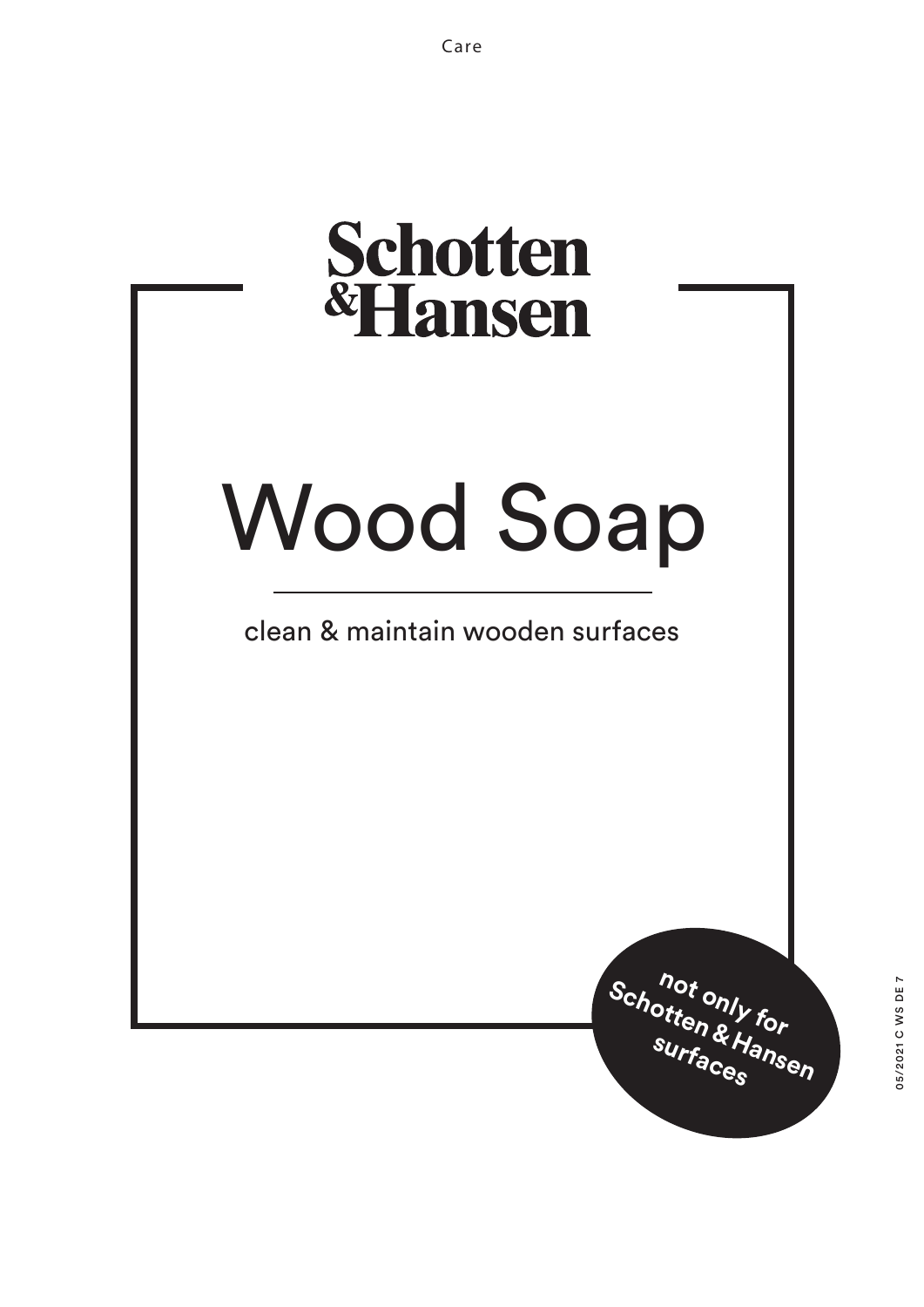Care

# Schotten & Hansen

# Wood Soap

clean & maintain wooden surfaces

not only for Schotten & Hansen surfaces

05/2021 C WS DE 7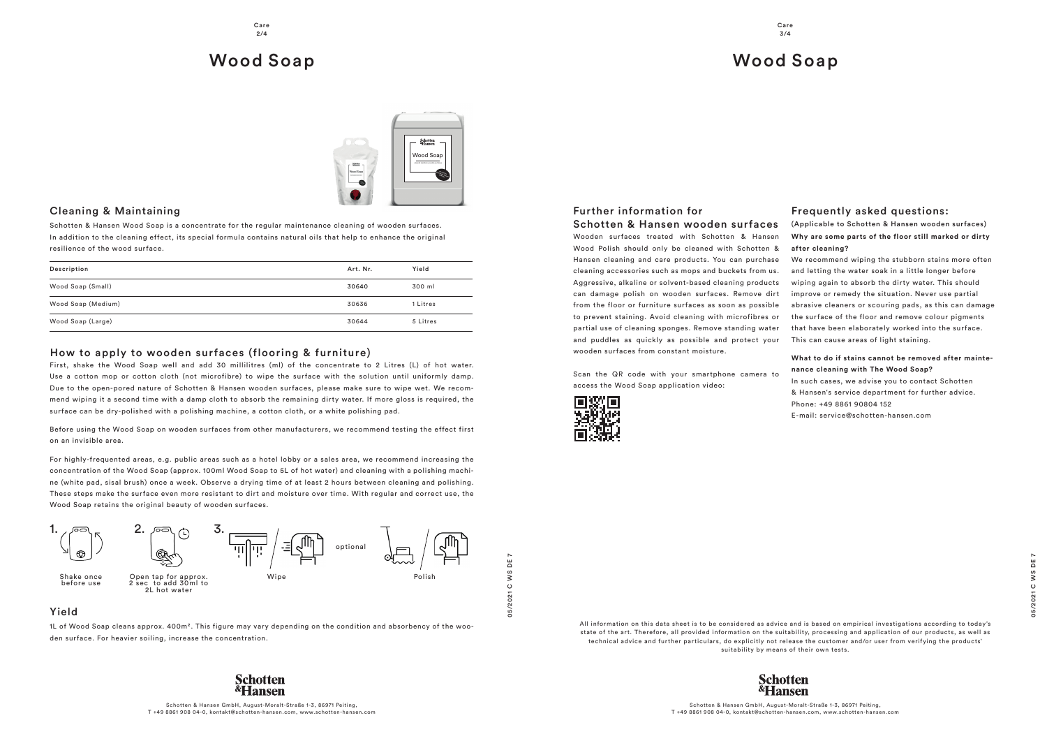# Wood Soap

## Cleaning & Maintaining

Schotten & Hansen Wood Soap is a concentrate for the regular maintenance cleaning of wooden surfaces. In addition to the cleaning effect, its special formula contains natural oils that help to enhance the original resilience of the wood surface.

| Description | Art. Nr. | Yield |
|---|---|---|
| Wood Soap (Small) | 30640 | 300 ml |
| Wood Soap (Medium) | 30636 | 1 Litres |
| Wood Soap (Large) | 30644 | 5 Litres |

## How to apply to wooden surfaces (flooring & furniture)

First, shake the Wood Soap well and add 30 millilitres (ml) of the concentrate to 2 Litres (L) of hot water. Use a cotton mop or cotton cloth (not microfibre) to wipe the surface with the solution until uniformly damp. Due to the open-pored nature of Schotten & Hansen wooden surfaces, please make sure to wipe wet. We recommend wiping it a second time with a damp cloth to absorb the remaining dirty water. If more gloss is required, the surface can be dry-polished with a polishing machine, a cotton cloth, or a white polishing pad.

Before using the Wood Soap on wooden surfaces from other manufacturers, we recommend testing the effect first on an invisible area.

For highly-frequented areas, e.g. public areas such as a hotel lobby or a sales area, we recommend increasing the concentration of the Wood Soap (approx. 100ml Wood Soap to 5L of hot water) and cleaning with a polishing machine (white pad, sisal brush) once a week. Observe a drying time of at least 2 hours between cleaning and polishing. These steps make the surface even more resistant to dirt and moisture over time. With regular and correct use, the Wood Soap retains the original beauty of wooden surfaces.

1. Shake once before use
2. Open tap for approx. 2 sec to add 30ml to 2L hot water
3. Wipe — optional: Polish

## Yield

1L of Wood Soap cleans approx. 400m². This figure may vary depending on the condition and absorbency of the wooden surface. For heavier soiling, increase the concentration.

# Wood Soap

## Further information for Schotten & Hansen wooden surfaces

Wooden surfaces treated with Schotten & Hansen Wood Polish should only be cleaned with Schotten & Hansen cleaning and care products. You can purchase cleaning accessories such as mops and buckets from us. Aggressive, alkaline or solvent-based cleaning products can damage polish on wooden surfaces. Remove dirt from the floor or furniture surfaces as soon as possible to prevent staining. Avoid cleaning with microfibres or partial use of cleaning sponges. Remove standing water and puddles as quickly as possible and protect your wooden surfaces from constant moisture.

Scan the QR code with your smartphone camera to access the Wood Soap application video:

## Frequently asked questions:

(Applicable to Schotten & Hansen wooden surfaces)

**Why are some parts of the floor still marked or dirty after cleaning?**

We recommend wiping the stubborn stains more often and letting the water soak in a little longer before wiping again to absorb the dirty water. This should improve or remedy the situation. Never use partial abrasive cleaners or scouring pads, as this can damage the surface of the floor and remove colour pigments that have been elaborately worked into the surface. This can cause areas of light staining.

**What to do if stains cannot be removed after maintenance cleaning with The Wood Soap?**

In such cases, we advise you to contact Schotten & Hansen's service department for further advice.
Phone: +49 8861 90804 152
E-mail: service@schotten-hansen.com

All information on this data sheet is to be considered as advice and is based on empirical investigations according to today's state of the art. Therefore, all provided information on the suitability, processing and application of our products, as well as technical advice and further particulars, do explicitly not release the customer and/or user from verifying the products' suitability by means of their own tests.

Schotten & Hansen GmbH, August-Moralt-Straße 1-3, 86971 Peiting,
T +49 8861 908 04-0, kontakt@schotten-hansen.com, www.schotten-hansen.com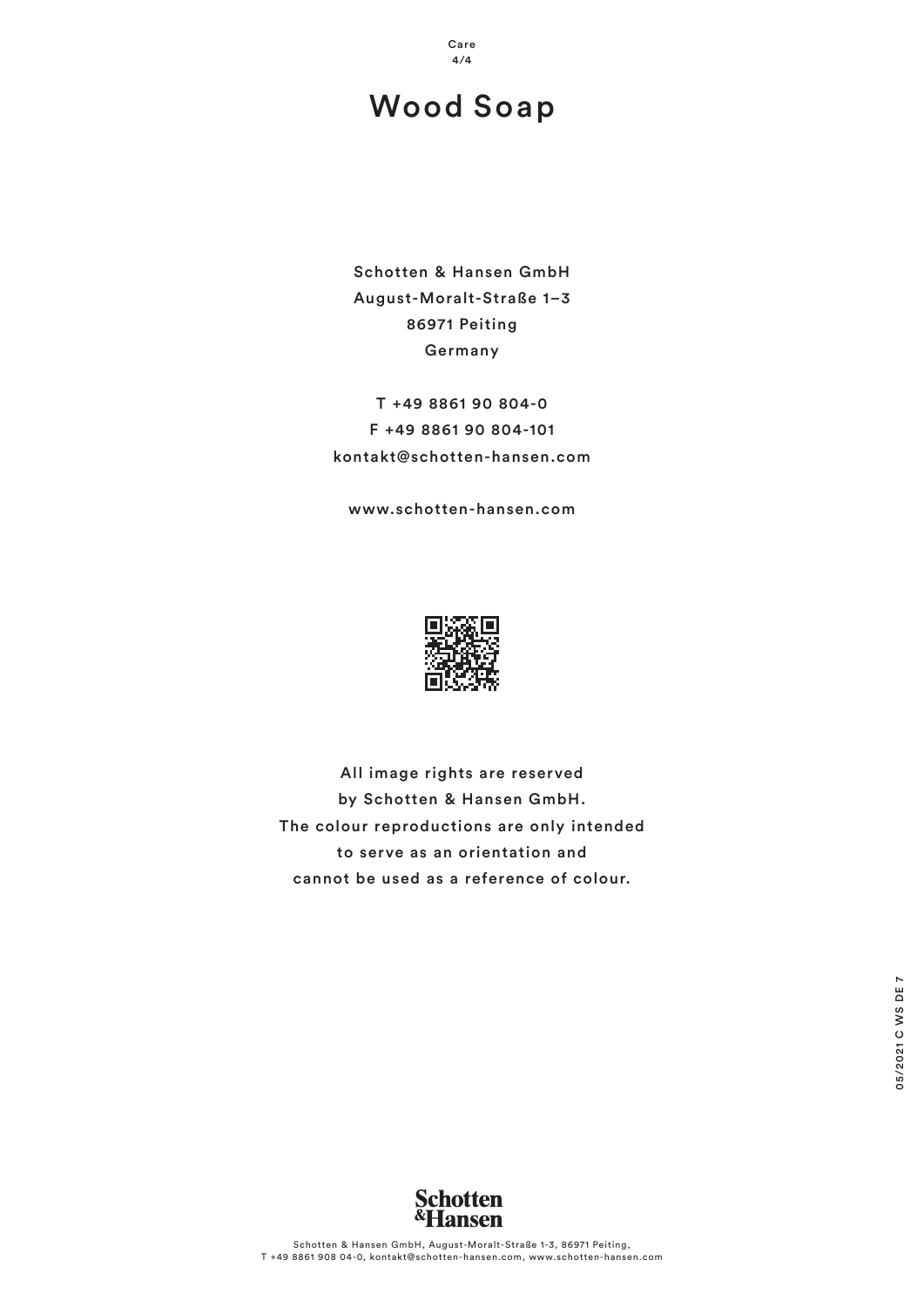# Wood Soap

Schotten & Hansen GmbH
August-Moralt-Straße 1–3
86971 Peiting
Germany

T +49 8861 90 804-0
F +49 8861 90 804-101
kontakt@schotten-hansen.com

www.schotten-hansen.com

All image rights are reserved
by Schotten & Hansen GmbH.
The colour reproductions are only intended
to serve as an orientation and
cannot be used as a reference of colour.

05/2021 C WS DE 7

Schotten & Hansen GmbH, August-Moralt-Straße 1-3, 86971 Peiting,
T +49 8861 908 04-0, kontakt@schotten-hansen.com, www.schotten-hansen.com